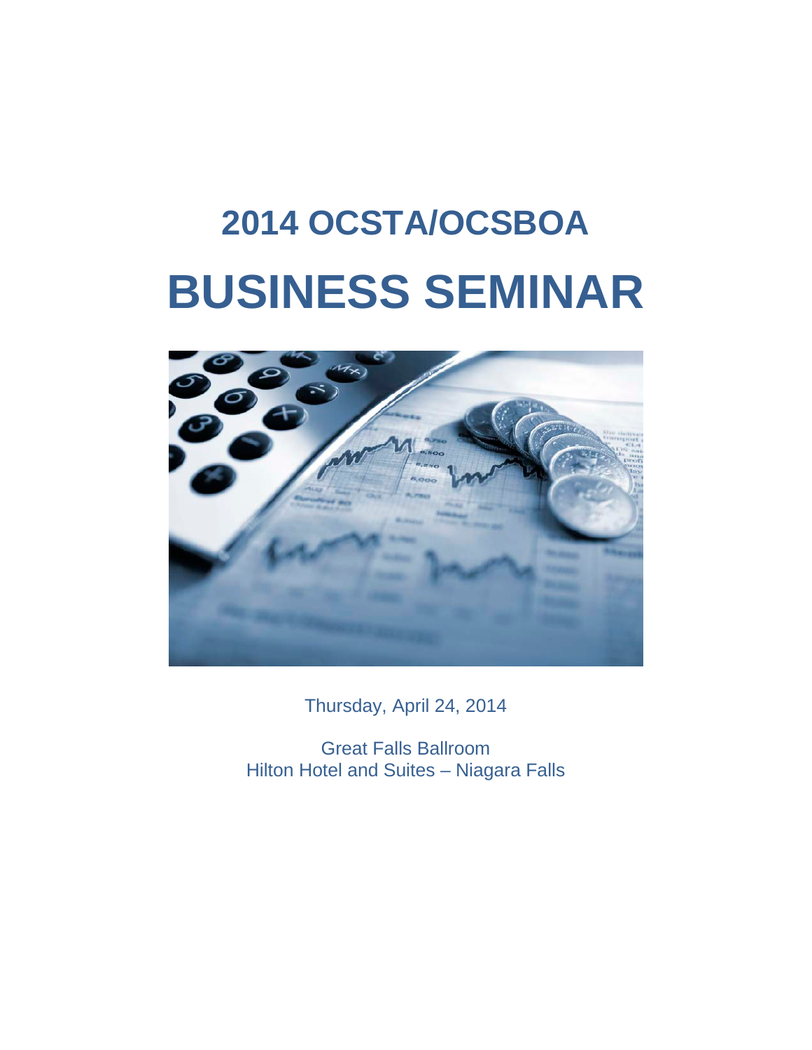# 2014 OCSTA/OCSBOA

# BUSINESS SEMINAR

Thursday, April 24, 2014

Great Falls Ballroom
Hilton Hotel and Suites – Niagara Falls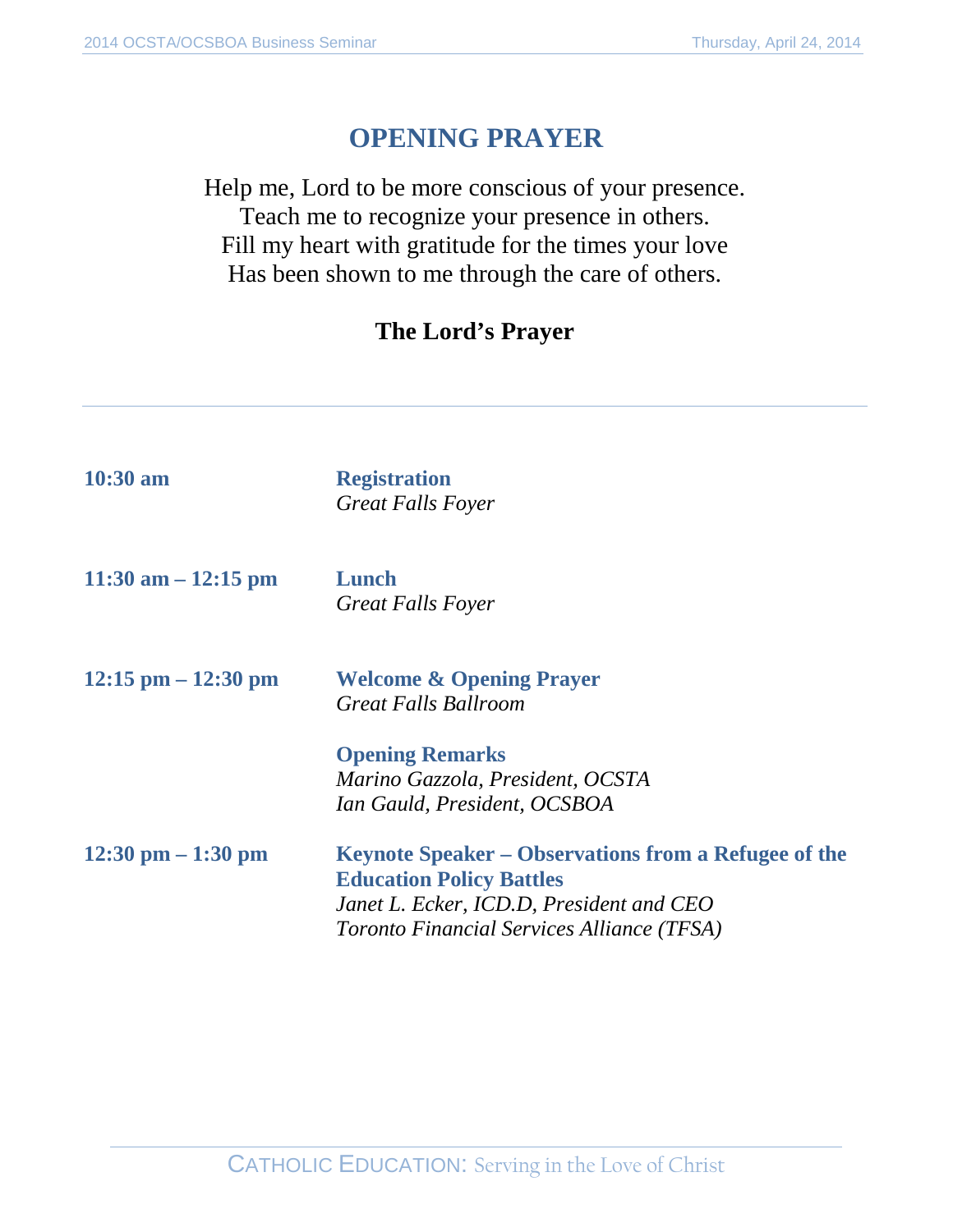# OPENING PRAYER

Help me, Lord to be more conscious of your presence.
Teach me to recognize your presence in others.
Fill my heart with gratitude for the times your love
Has been shown to me through the care of others.

**The Lord's Prayer**

---

**10:30 am** — **Registration**
*Great Falls Foyer*

**11:30 am – 12:15 pm** — **Lunch**
*Great Falls Foyer*

**12:15 pm – 12:30 pm** — **Welcome & Opening Prayer**
*Great Falls Ballroom*

**Opening Remarks**
*Marino Gazzola, President, OCSTA*
*Ian Gauld, President, OCSBOA*

**12:30 pm – 1:30 pm** — **Keynote Speaker – Observations from a Refugee of the Education Policy Battles**
*Janet L. Ecker, ICD.D, President and CEO*
*Toronto Financial Services Alliance (TFSA)*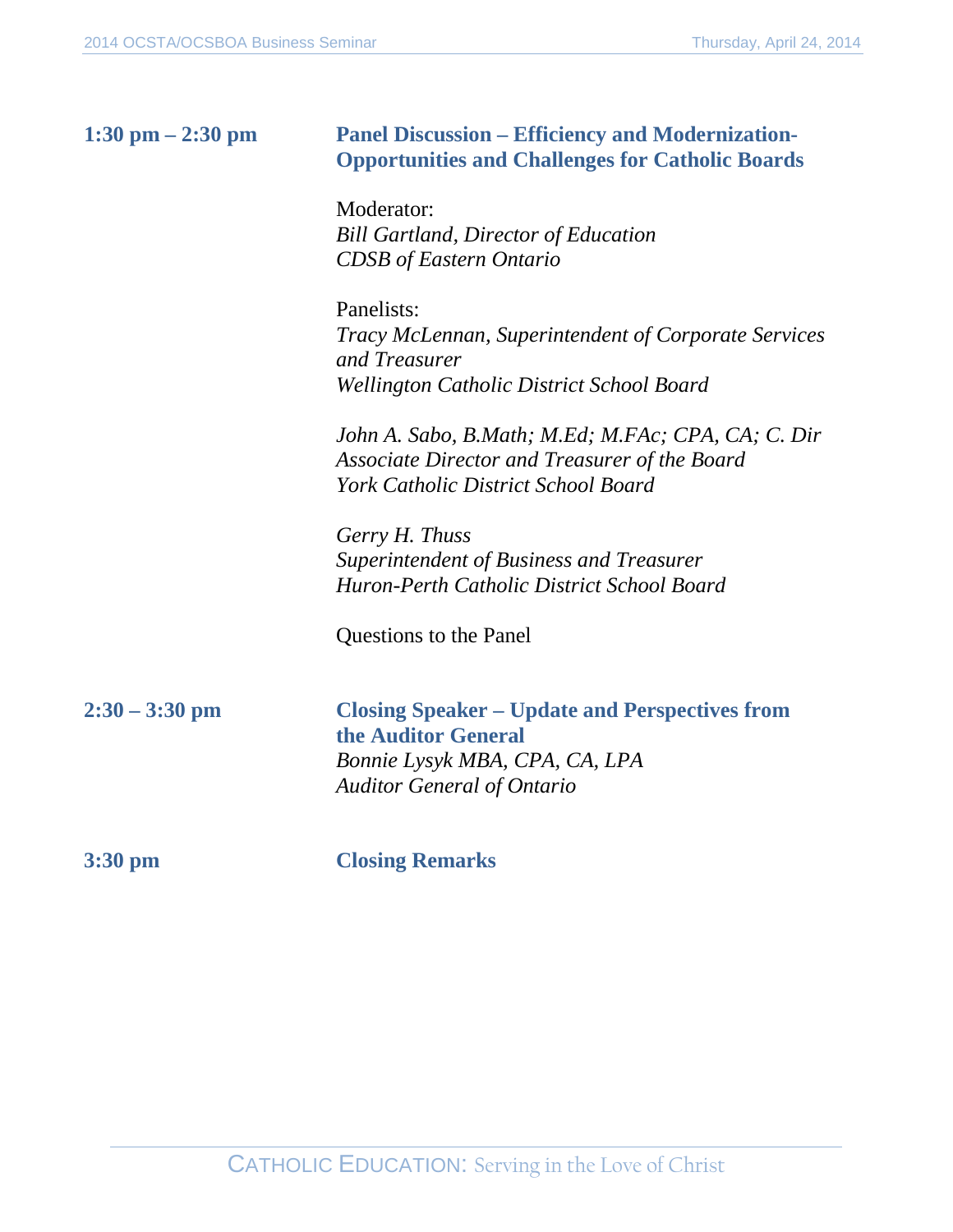**1:30 pm – 2:30 pm** **Panel Discussion – Efficiency and Modernization-Opportunities and Challenges for Catholic Boards**

Moderator:
*Bill Gartland, Director of Education*
*CDSB of Eastern Ontario*

Panelists:
*Tracy McLennan, Superintendent of Corporate Services and Treasurer*
*Wellington Catholic District School Board*

*John A. Sabo, B.Math; M.Ed; M.FAc; CPA, CA; C. Dir*
*Associate Director and Treasurer of the Board*
*York Catholic District School Board*

*Gerry H. Thuss*
*Superintendent of Business and Treasurer*
*Huron-Perth Catholic District School Board*

Questions to the Panel

**2:30 – 3:30 pm** **Closing Speaker – Update and Perspectives from the Auditor General**
*Bonnie Lysyk MBA, CPA, CA, LPA*
*Auditor General of Ontario*

**3:30 pm** **Closing Remarks**